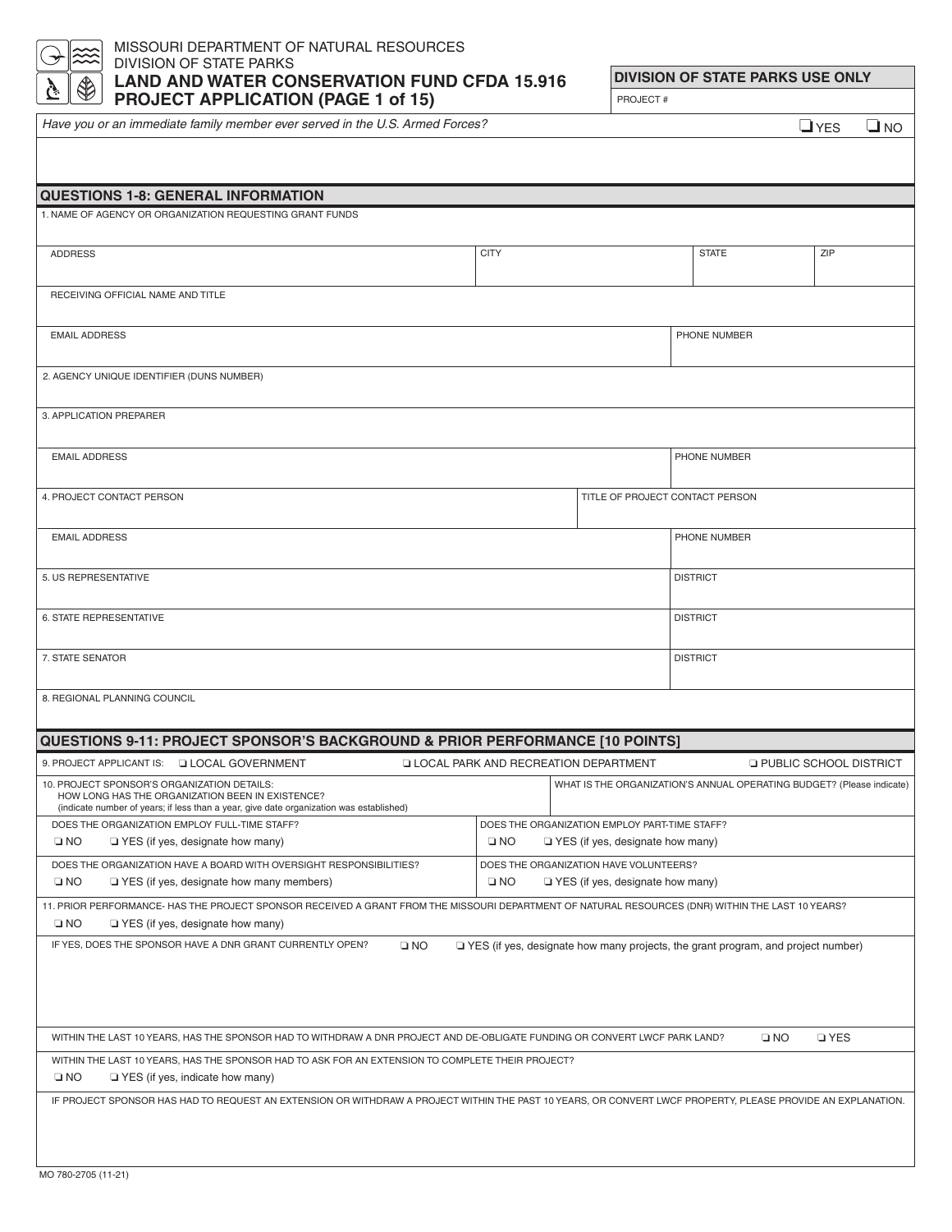MISSOURI DEPARTMENT OF NATURAL RESOURCES
DIVISION OF STATE PARKS

# LAND AND WATER CONSERVATION FUND CFDA 15.916
# PROJECT APPLICATION (PAGE 1 of 15)

| DIVISION OF STATE PARKS USE ONLY |
|---|
| PROJECT # |

*Have you or an immediate family member ever served in the U.S. Armed Forces?* ❑ YES ❑ NO

## QUESTIONS 1-8: GENERAL INFORMATION

1. NAME OF AGENCY OR ORGANIZATION REQUESTING GRANT FUNDS

| ADDRESS | CITY | STATE | ZIP |
|---|---|---|---|
| | | | |

RECEIVING OFFICIAL NAME AND TITLE

| EMAIL ADDRESS | PHONE NUMBER |
|---|---|
| | |

2. AGENCY UNIQUE IDENTIFIER (DUNS NUMBER)

3. APPLICATION PREPARER

| EMAIL ADDRESS | PHONE NUMBER |
|---|---|
| | |

| 4. PROJECT CONTACT PERSON | TITLE OF PROJECT CONTACT PERSON |
|---|---|
| | |

| EMAIL ADDRESS | PHONE NUMBER |
|---|---|
| | |

| 5. US REPRESENTATIVE | DISTRICT |
|---|---|
| | |

| 6. STATE REPRESENTATIVE | DISTRICT |
|---|---|
| | |

| 7. STATE SENATOR | DISTRICT |
|---|---|
| | |

8. REGIONAL PLANNING COUNCIL

## QUESTIONS 9-11: PROJECT SPONSOR'S BACKGROUND & PRIOR PERFORMANCE [10 POINTS]

9. PROJECT APPLICANT IS: ❑ LOCAL GOVERNMENT ❑ LOCAL PARK AND RECREATION DEPARTMENT ❑ PUBLIC SCHOOL DISTRICT

| 10. PROJECT SPONSOR'S ORGANIZATION DETAILS: HOW LONG HAS THE ORGANIZATION BEEN IN EXISTENCE? (indicate number of years; if less than a year, give date organization was established) | WHAT IS THE ORGANIZATION'S ANNUAL OPERATING BUDGET? (Please indicate) |
|---|---|
| DOES THE ORGANIZATION EMPLOY FULL-TIME STAFF? ❑ NO ❑ YES (if yes, designate how many) | DOES THE ORGANIZATION EMPLOY PART-TIME STAFF? ❑ NO ❑ YES (if yes, designate how many) |
| DOES THE ORGANIZATION HAVE A BOARD WITH OVERSIGHT RESPONSIBILITIES? ❑ NO ❑ YES (if yes, designate how many members) | DOES THE ORGANIZATION HAVE VOLUNTEERS? ❑ NO ❑ YES (if yes, designate how many) |

11. PRIOR PERFORMANCE- HAS THE PROJECT SPONSOR RECEIVED A GRANT FROM THE MISSOURI DEPARTMENT OF NATURAL RESOURCES (DNR) WITHIN THE LAST 10 YEARS?
❑ NO ❑ YES (if yes, designate how many)

IF YES, DOES THE SPONSOR HAVE A DNR GRANT CURRENTLY OPEN? ❑ NO ❑ YES (if yes, designate how many projects, the grant program, and project number)

WITHIN THE LAST 10 YEARS, HAS THE SPONSOR HAD TO WITHDRAW A DNR PROJECT AND DE-OBLIGATE FUNDING OR CONVERT LWCF PARK LAND? ❑ NO ❑ YES

WITHIN THE LAST 10 YEARS, HAS THE SPONSOR HAD TO ASK FOR AN EXTENSION TO COMPLETE THEIR PROJECT?
❑ NO ❑ YES (if yes, indicate how many)

IF PROJECT SPONSOR HAS HAD TO REQUEST AN EXTENSION OR WITHDRAW A PROJECT WITHIN THE PAST 10 YEARS, OR CONVERT LWCF PROPERTY, PLEASE PROVIDE AN EXPLANATION.

MO 780-2705 (11-21)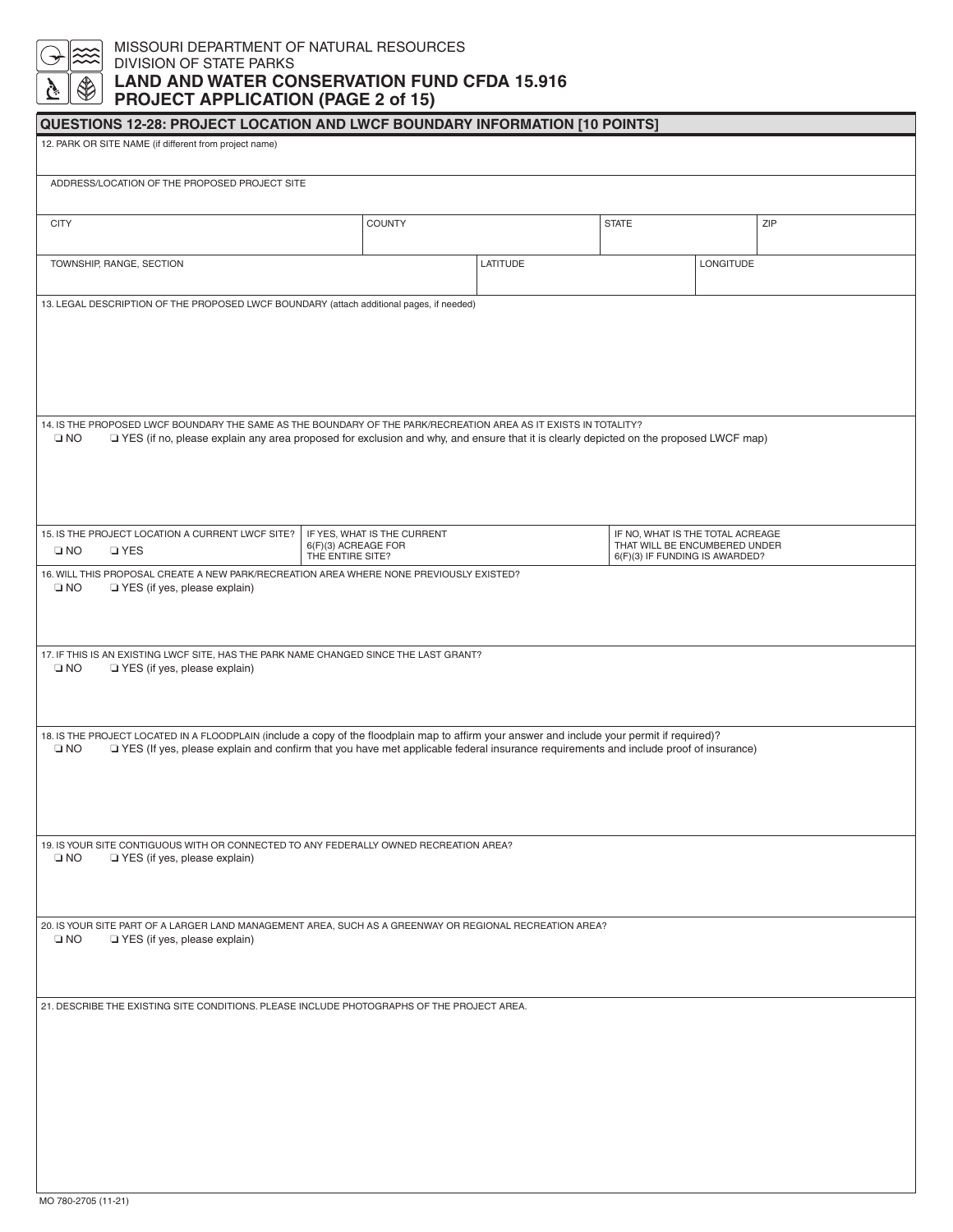MISSOURI DEPARTMENT OF NATURAL RESOURCES
DIVISION OF STATE PARKS

# LAND AND WATER CONSERVATION FUND CFDA 15.916
## PROJECT APPLICATION (PAGE 2 of 15)

### QUESTIONS 12-28: PROJECT LOCATION AND LWCF BOUNDARY INFORMATION [10 POINTS]

12. PARK OR SITE NAME (if different from project name)

ADDRESS/LOCATION OF THE PROPOSED PROJECT SITE

| CITY | COUNTY | STATE | ZIP |
|---|---|---|---|
| | | | |

| TOWNSHIP, RANGE, SECTION | LATITUDE | LONGITUDE |
|---|---|---|
| | | |

13. LEGAL DESCRIPTION OF THE PROPOSED LWCF BOUNDARY (attach additional pages, if needed)

14. IS THE PROPOSED LWCF BOUNDARY THE SAME AS THE BOUNDARY OF THE PARK/RECREATION AREA AS IT EXISTS IN TOTALITY?
❑ NO ❑ YES (if no, please explain any area proposed for exclusion and why, and ensure that it is clearly depicted on the proposed LWCF map)

| 15. IS THE PROJECT LOCATION A CURRENT LWCF SITE? ❑ NO ❑ YES | IF YES, WHAT IS THE CURRENT 6(F)(3) ACREAGE FOR THE ENTIRE SITE? | IF NO, WHAT IS THE TOTAL ACREAGE THAT WILL BE ENCUMBERED UNDER 6(F)(3) IF FUNDING IS AWARDED? |
|---|---|---|

16. WILL THIS PROPOSAL CREATE A NEW PARK/RECREATION AREA WHERE NONE PREVIOUSLY EXISTED?
❑ NO ❑ YES (if yes, please explain)

17. IF THIS IS AN EXISTING LWCF SITE, HAS THE PARK NAME CHANGED SINCE THE LAST GRANT?
❑ NO ❑ YES (if yes, please explain)

18. IS THE PROJECT LOCATED IN A FLOODPLAIN (include a copy of the floodplain map to affirm your answer and include your permit if required)?
❑ NO ❑ YES (If yes, please explain and confirm that you have met applicable federal insurance requirements and include proof of insurance)

19. IS YOUR SITE CONTIGUOUS WITH OR CONNECTED TO ANY FEDERALLY OWNED RECREATION AREA?
❑ NO ❑ YES (if yes, please explain)

20. IS YOUR SITE PART OF A LARGER LAND MANAGEMENT AREA, SUCH AS A GREENWAY OR REGIONAL RECREATION AREA?
❑ NO ❑ YES (if yes, please explain)

21. DESCRIBE THE EXISTING SITE CONDITIONS. PLEASE INCLUDE PHOTOGRAPHS OF THE PROJECT AREA.

MO 780-2705 (11-21)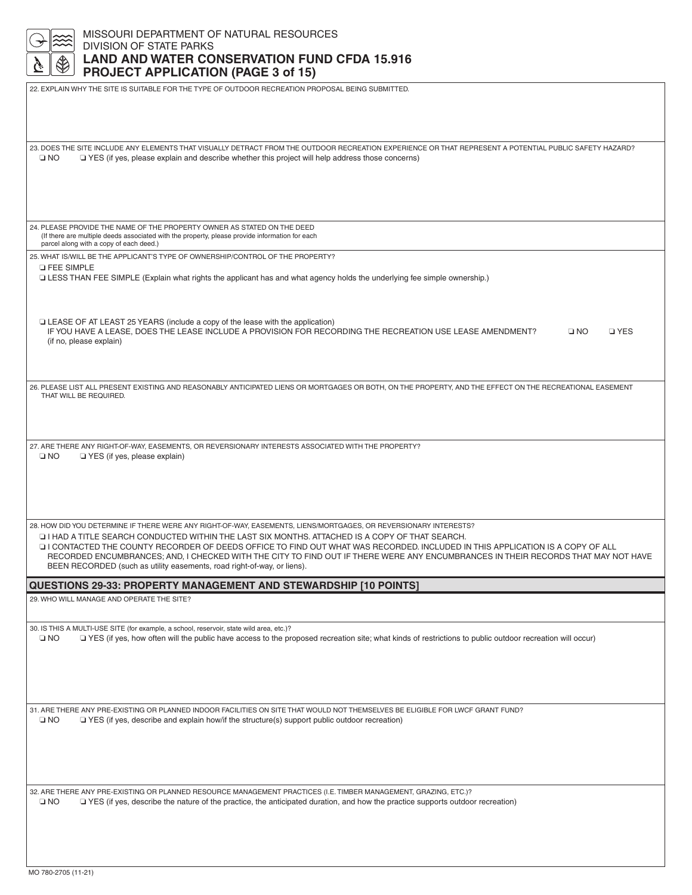MISSOURI DEPARTMENT OF NATURAL RESOURCES
DIVISION OF STATE PARKS

# LAND AND WATER CONSERVATION FUND CFDA 15.916
## PROJECT APPLICATION (PAGE 3 of 15)

22. EXPLAIN WHY THE SITE IS SUITABLE FOR THE TYPE OF OUTDOOR RECREATION PROPOSAL BEING SUBMITTED.

23. DOES THE SITE INCLUDE ANY ELEMENTS THAT VISUALLY DETRACT FROM THE OUTDOOR RECREATION EXPERIENCE OR THAT REPRESENT A POTENTIAL PUBLIC SAFETY HAZARD?
❑ NO ❑ YES (if yes, please explain and describe whether this project will help address those concerns)

24. PLEASE PROVIDE THE NAME OF THE PROPERTY OWNER AS STATED ON THE DEED
(If there are multiple deeds associated with the property, please provide information for each parcel along with a copy of each deed.)

25. WHAT IS/WILL BE THE APPLICANT'S TYPE OF OWNERSHIP/CONTROL OF THE PROPERTY?
❑ FEE SIMPLE
❑ LESS THAN FEE SIMPLE (Explain what rights the applicant has and what agency holds the underlying fee simple ownership.)

❑ LEASE OF AT LEAST 25 YEARS (include a copy of the lease with the application)
IF YOU HAVE A LEASE, DOES THE LEASE INCLUDE A PROVISION FOR RECORDING THE RECREATION USE LEASE AMENDMENT? ❑ NO ❑ YES
(if no, please explain)

26. PLEASE LIST ALL PRESENT EXISTING AND REASONABLY ANTICIPATED LIENS OR MORTGAGES OR BOTH, ON THE PROPERTY, AND THE EFFECT ON THE RECREATIONAL EASEMENT THAT WILL BE REQUIRED.

27. ARE THERE ANY RIGHT-OF-WAY, EASEMENTS, OR REVERSIONARY INTERESTS ASSOCIATED WITH THE PROPERTY?
❑ NO ❑ YES (if yes, please explain)

28. HOW DID YOU DETERMINE IF THERE WERE ANY RIGHT-OF-WAY, EASEMENTS, LIENS/MORTGAGES, OR REVERSIONARY INTERESTS?
❑ I HAD A TITLE SEARCH CONDUCTED WITHIN THE LAST SIX MONTHS. ATTACHED IS A COPY OF THAT SEARCH.
❑ I CONTACTED THE COUNTY RECORDER OF DEEDS OFFICE TO FIND OUT WHAT WAS RECORDED. INCLUDED IN THIS APPLICATION IS A COPY OF ALL RECORDED ENCUMBRANCES; AND, I CHECKED WITH THE CITY TO FIND OUT IF THERE WERE ANY ENCUMBRANCES IN THEIR RECORDS THAT MAY NOT HAVE BEEN RECORDED (such as utility easements, road right-of-way, or liens).

## QUESTIONS 29-33: PROPERTY MANAGEMENT AND STEWARDSHIP [10 POINTS]

29. WHO WILL MANAGE AND OPERATE THE SITE?

30. IS THIS A MULTI-USE SITE (for example, a school, reservoir, state wild area, etc.)?
❑ NO ❑ YES (if yes, how often will the public have access to the proposed recreation site; what kinds of restrictions to public outdoor recreation will occur)

31. ARE THERE ANY PRE-EXISTING OR PLANNED INDOOR FACILITIES ON SITE THAT WOULD NOT THEMSELVES BE ELIGIBLE FOR LWCF GRANT FUND?
❑ NO ❑ YES (if yes, describe and explain how/if the structure(s) support public outdoor recreation)

32. ARE THERE ANY PRE-EXISTING OR PLANNED RESOURCE MANAGEMENT PRACTICES (I.E. TIMBER MANAGEMENT, GRAZING, ETC.)?
❑ NO ❑ YES (if yes, describe the nature of the practice, the anticipated duration, and how the practice supports outdoor recreation)

MO 780-2705 (11-21)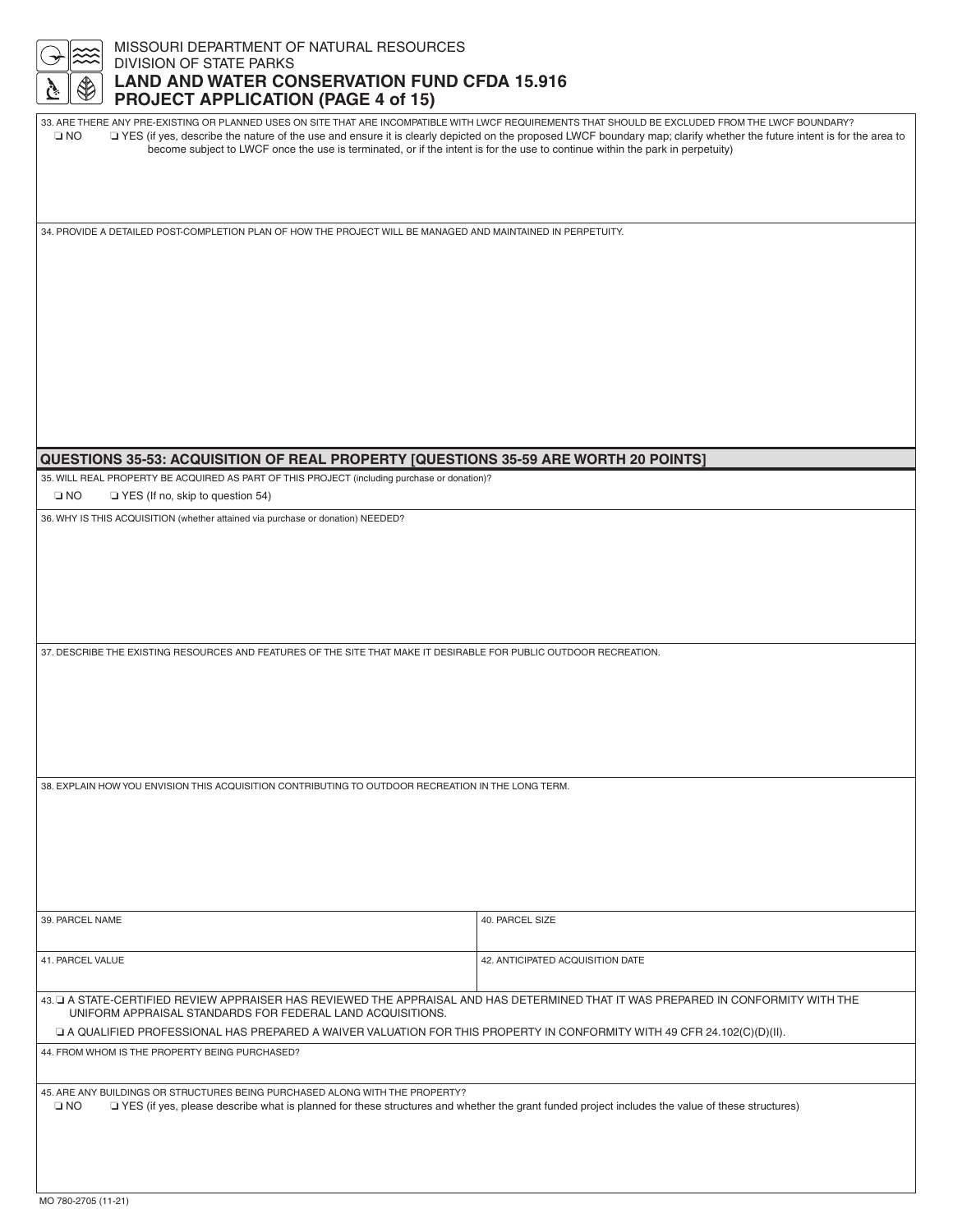MISSOURI DEPARTMENT OF NATURAL RESOURCES
DIVISION OF STATE PARKS
**LAND AND WATER CONSERVATION FUND CFDA 15.916**
**PROJECT APPLICATION (PAGE 4 of 15)**

33. ARE THERE ANY PRE-EXISTING OR PLANNED USES ON SITE THAT ARE INCOMPATIBLE WITH LWCF REQUIREMENTS THAT SHOULD BE EXCLUDED FROM THE LWCF BOUNDARY?
❑ NO ❑ YES (if yes, describe the nature of the use and ensure it is clearly depicted on the proposed LWCF boundary map; clarify whether the future intent is for the area to become subject to LWCF once the use is terminated, or if the intent is for the use to continue within the park in perpetuity)

34. PROVIDE A DETAILED POST-COMPLETION PLAN OF HOW THE PROJECT WILL BE MANAGED AND MAINTAINED IN PERPETUITY.

## QUESTIONS 35-53: ACQUISITION OF REAL PROPERTY [QUESTIONS 35-59 ARE WORTH 20 POINTS]

35. WILL REAL PROPERTY BE ACQUIRED AS PART OF THIS PROJECT (including purchase or donation)?
❑ NO ❑ YES (If no, skip to question 54)

36. WHY IS THIS ACQUISITION (whether attained via purchase or donation) NEEDED?

37. DESCRIBE THE EXISTING RESOURCES AND FEATURES OF THE SITE THAT MAKE IT DESIRABLE FOR PUBLIC OUTDOOR RECREATION.

38. EXPLAIN HOW YOU ENVISION THIS ACQUISITION CONTRIBUTING TO OUTDOOR RECREATION IN THE LONG TERM.

| 39. PARCEL NAME | 40. PARCEL SIZE |
|---|---|
| 41. PARCEL VALUE | 42. ANTICIPATED ACQUISITION DATE |

43. ❑ A STATE-CERTIFIED REVIEW APPRAISER HAS REVIEWED THE APPRAISAL AND HAS DETERMINED THAT IT WAS PREPARED IN CONFORMITY WITH THE UNIFORM APPRAISAL STANDARDS FOR FEDERAL LAND ACQUISITIONS.
❑ A QUALIFIED PROFESSIONAL HAS PREPARED A WAIVER VALUATION FOR THIS PROPERTY IN CONFORMITY WITH 49 CFR 24.102(C)(D)(II).

44. FROM WHOM IS THE PROPERTY BEING PURCHASED?

45. ARE ANY BUILDINGS OR STRUCTURES BEING PURCHASED ALONG WITH THE PROPERTY?
❑ NO ❑ YES (if yes, please describe what is planned for these structures and whether the grant funded project includes the value of these structures)

MO 780-2705 (11-21)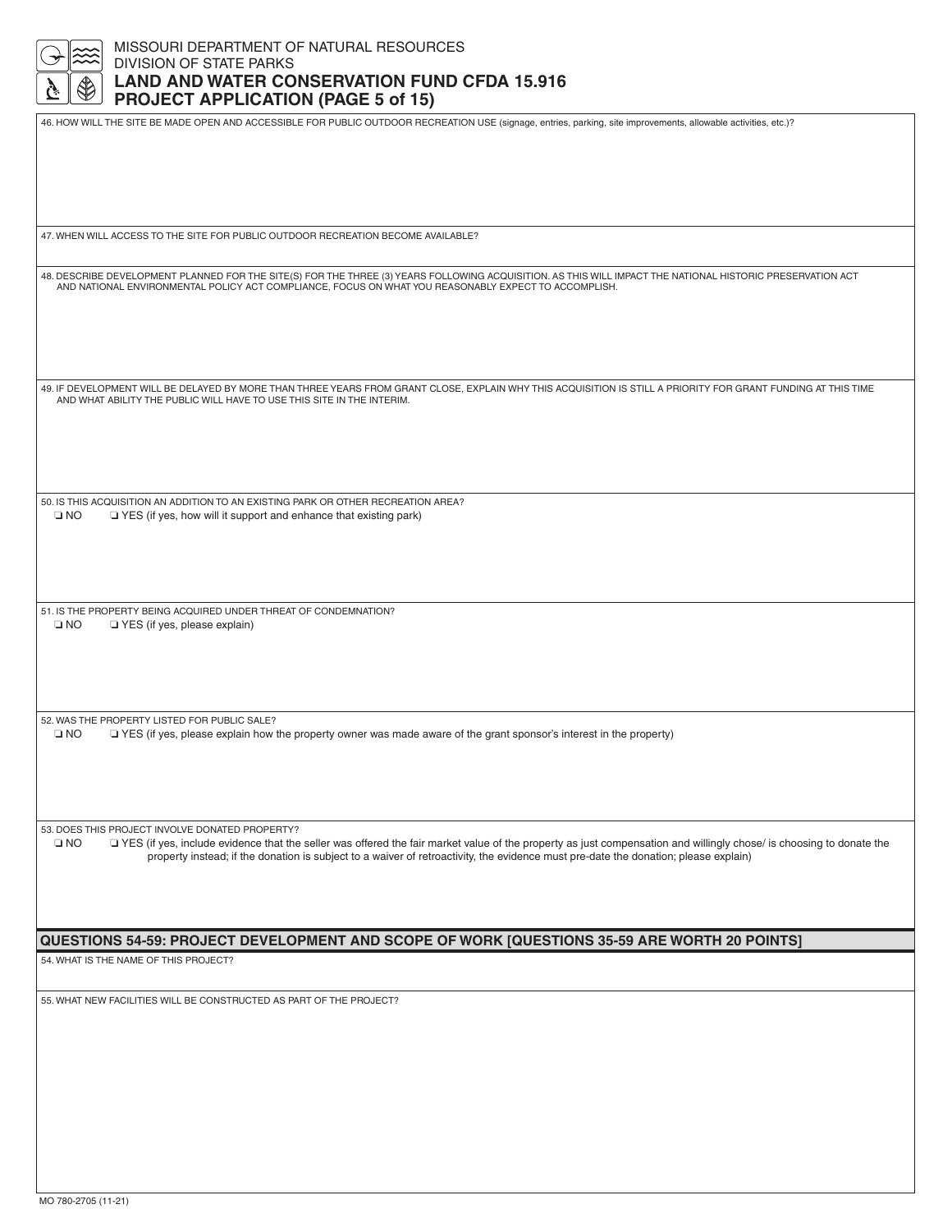MISSOURI DEPARTMENT OF NATURAL RESOURCES
DIVISION OF STATE PARKS

# LAND AND WATER CONSERVATION FUND CFDA 15.916
## PROJECT APPLICATION (PAGE 5 of 15)

46. HOW WILL THE SITE BE MADE OPEN AND ACCESSIBLE FOR PUBLIC OUTDOOR RECREATION USE (signage, entries, parking, site improvements, allowable activities, etc.)?

47. WHEN WILL ACCESS TO THE SITE FOR PUBLIC OUTDOOR RECREATION BECOME AVAILABLE?

48. DESCRIBE DEVELOPMENT PLANNED FOR THE SITE(S) FOR THE THREE (3) YEARS FOLLOWING ACQUISITION. AS THIS WILL IMPACT THE NATIONAL HISTORIC PRESERVATION ACT AND NATIONAL ENVIRONMENTAL POLICY ACT COMPLIANCE, FOCUS ON WHAT YOU REASONABLY EXPECT TO ACCOMPLISH.

49. IF DEVELOPMENT WILL BE DELAYED BY MORE THAN THREE YEARS FROM GRANT CLOSE, EXPLAIN WHY THIS ACQUISITION IS STILL A PRIORITY FOR GRANT FUNDING AT THIS TIME AND WHAT ABILITY THE PUBLIC WILL HAVE TO USE THIS SITE IN THE INTERIM.

50. IS THIS ACQUISITION AN ADDITION TO AN EXISTING PARK OR OTHER RECREATION AREA?
❑ NO ❑ YES (if yes, how will it support and enhance that existing park)

51. IS THE PROPERTY BEING ACQUIRED UNDER THREAT OF CONDEMNATION?
❑ NO ❑ YES (if yes, please explain)

52. WAS THE PROPERTY LISTED FOR PUBLIC SALE?
❑ NO ❑ YES (if yes, please explain how the property owner was made aware of the grant sponsor's interest in the property)

53. DOES THIS PROJECT INVOLVE DONATED PROPERTY?
❑ NO ❑ YES (if yes, include evidence that the seller was offered the fair market value of the property as just compensation and willingly chose/ is choosing to donate the property instead; if the donation is subject to a waiver of retroactivity, the evidence must pre-date the donation; please explain)

## QUESTIONS 54-59: PROJECT DEVELOPMENT AND SCOPE OF WORK [QUESTIONS 35-59 ARE WORTH 20 POINTS]

54. WHAT IS THE NAME OF THIS PROJECT?

55. WHAT NEW FACILITIES WILL BE CONSTRUCTED AS PART OF THE PROJECT?

MO 780-2705 (11-21)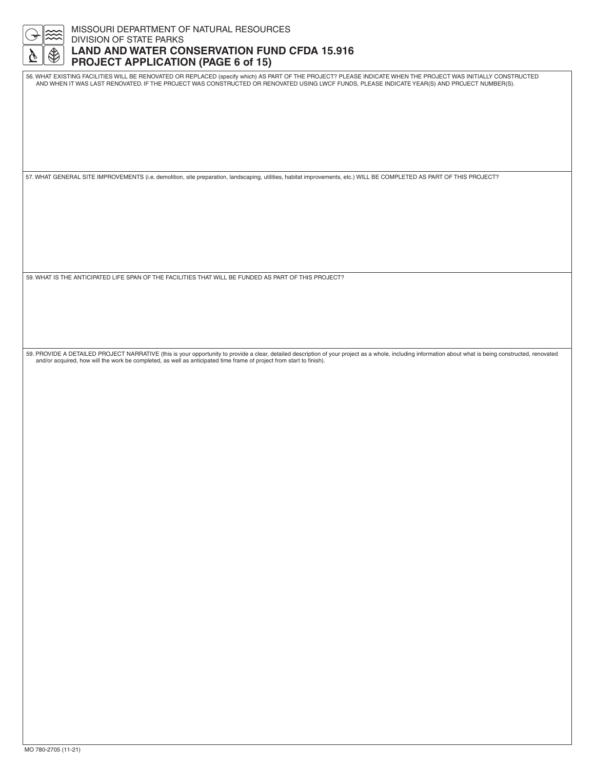MISSOURI DEPARTMENT OF NATURAL RESOURCES
DIVISION OF STATE PARKS

# LAND AND WATER CONSERVATION FUND CFDA 15.916
# PROJECT APPLICATION (PAGE 6 of 15)

56. WHAT EXISTING FACILITIES WILL BE RENOVATED OR REPLACED (specify which) AS PART OF THE PROJECT? PLEASE INDICATE WHEN THE PROJECT WAS INITIALLY CONSTRUCTED AND WHEN IT WAS LAST RENOVATED. IF THE PROJECT WAS CONSTRUCTED OR RENOVATED USING LWCF FUNDS, PLEASE INDICATE YEAR(S) AND PROJECT NUMBER(S).

57. WHAT GENERAL SITE IMPROVEMENTS (i.e. demolition, site preparation, landscaping, utilities, habitat improvements, etc.) WILL BE COMPLETED AS PART OF THIS PROJECT?

59. WHAT IS THE ANTICIPATED LIFE SPAN OF THE FACILITIES THAT WILL BE FUNDED AS PART OF THIS PROJECT?

59. PROVIDE A DETAILED PROJECT NARRATIVE (this is your opportunity to provide a clear, detailed description of your project as a whole, including information about what is being constructed, renovated and/or acquired, how will the work be completed, as well as anticipated time frame of project from start to finish).

MO 780-2705 (11-21)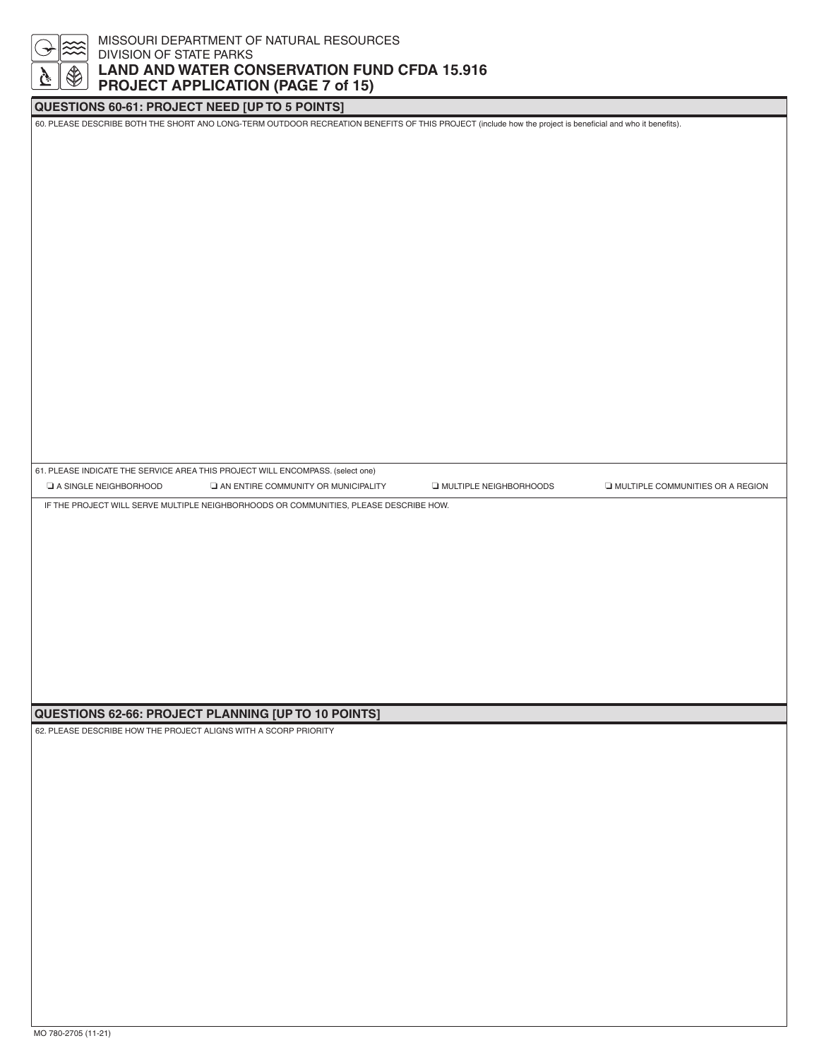MISSOURI DEPARTMENT OF NATURAL RESOURCES
DIVISION OF STATE PARKS

**LAND AND WATER CONSERVATION FUND CFDA 15.916**
**PROJECT APPLICATION (PAGE 7 of 15)**

## QUESTIONS 60-61: PROJECT NEED [UP TO 5 POINTS]

60. PLEASE DESCRIBE BOTH THE SHORT ANO LONG-TERM OUTDOOR RECREATION BENEFITS OF THIS PROJECT (include how the project is beneficial and who it benefits).

61. PLEASE INDICATE THE SERVICE AREA THIS PROJECT WILL ENCOMPASS. (select one)

❑ A SINGLE NEIGHBORHOOD ❑ AN ENTIRE COMMUNITY OR MUNICIPALITY ❑ MULTIPLE NEIGHBORHOODS ❑ MULTIPLE COMMUNITIES OR A REGION

IF THE PROJECT WILL SERVE MULTIPLE NEIGHBORHOODS OR COMMUNITIES, PLEASE DESCRIBE HOW.

## QUESTIONS 62-66: PROJECT PLANNING [UP TO 10 POINTS]

62. PLEASE DESCRIBE HOW THE PROJECT ALIGNS WITH A SCORP PRIORITY

MO 780-2705 (11-21)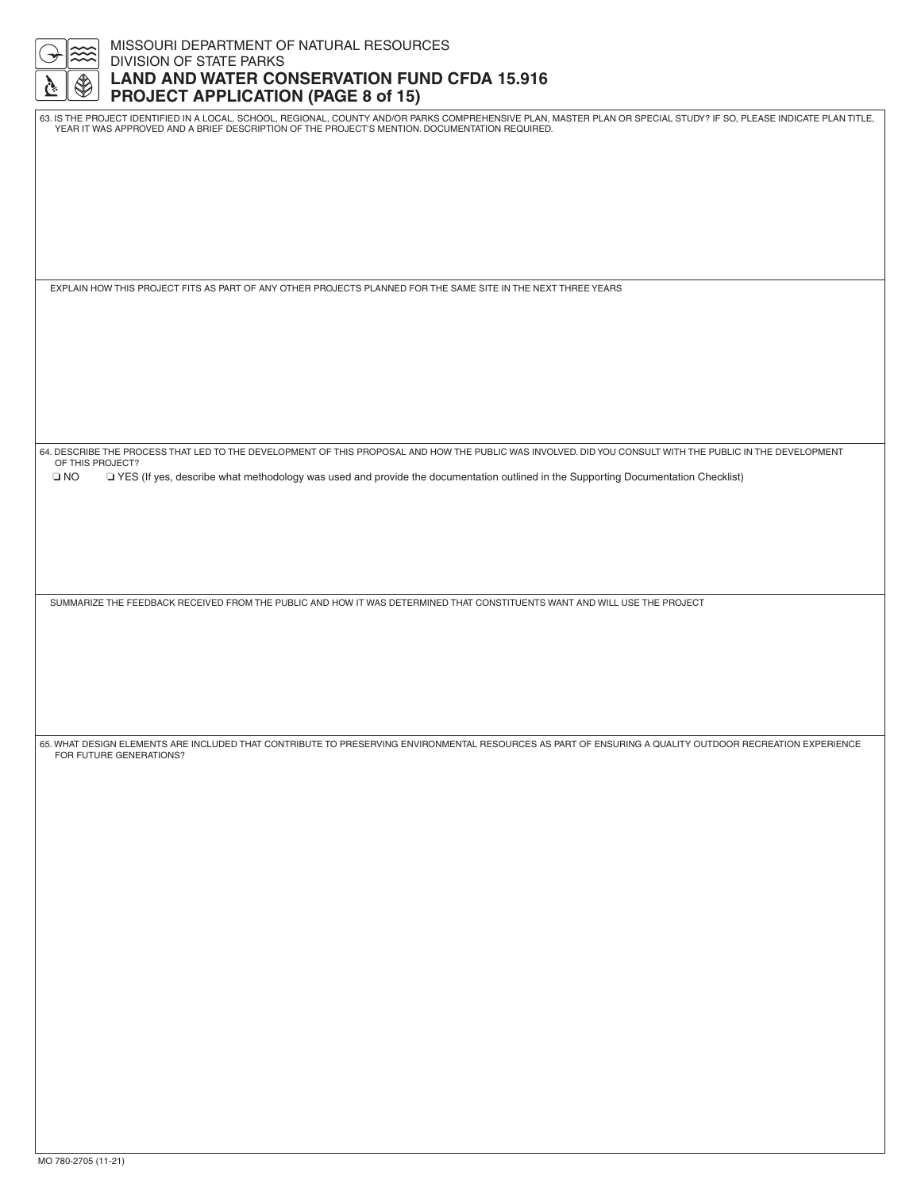MISSOURI DEPARTMENT OF NATURAL RESOURCES
DIVISION OF STATE PARKS

# LAND AND WATER CONSERVATION FUND CFDA 15.916
# PROJECT APPLICATION (PAGE 8 of 15)

63. IS THE PROJECT IDENTIFIED IN A LOCAL, SCHOOL, REGIONAL, COUNTY AND/OR PARKS COMPREHENSIVE PLAN, MASTER PLAN OR SPECIAL STUDY? IF SO, PLEASE INDICATE PLAN TITLE, YEAR IT WAS APPROVED AND A BRIEF DESCRIPTION OF THE PROJECT'S MENTION. DOCUMENTATION REQUIRED.

EXPLAIN HOW THIS PROJECT FITS AS PART OF ANY OTHER PROJECTS PLANNED FOR THE SAME SITE IN THE NEXT THREE YEARS

64. DESCRIBE THE PROCESS THAT LED TO THE DEVELOPMENT OF THIS PROPOSAL AND HOW THE PUBLIC WAS INVOLVED. DID YOU CONSULT WITH THE PUBLIC IN THE DEVELOPMENT OF THIS PROJECT?

❑ NO ❑ YES (If yes, describe what methodology was used and provide the documentation outlined in the Supporting Documentation Checklist)

SUMMARIZE THE FEEDBACK RECEIVED FROM THE PUBLIC AND HOW IT WAS DETERMINED THAT CONSTITUENTS WANT AND WILL USE THE PROJECT

65. WHAT DESIGN ELEMENTS ARE INCLUDED THAT CONTRIBUTE TO PRESERVING ENVIRONMENTAL RESOURCES AS PART OF ENSURING A QUALITY OUTDOOR RECREATION EXPERIENCE FOR FUTURE GENERATIONS?

MO 780-2705 (11-21)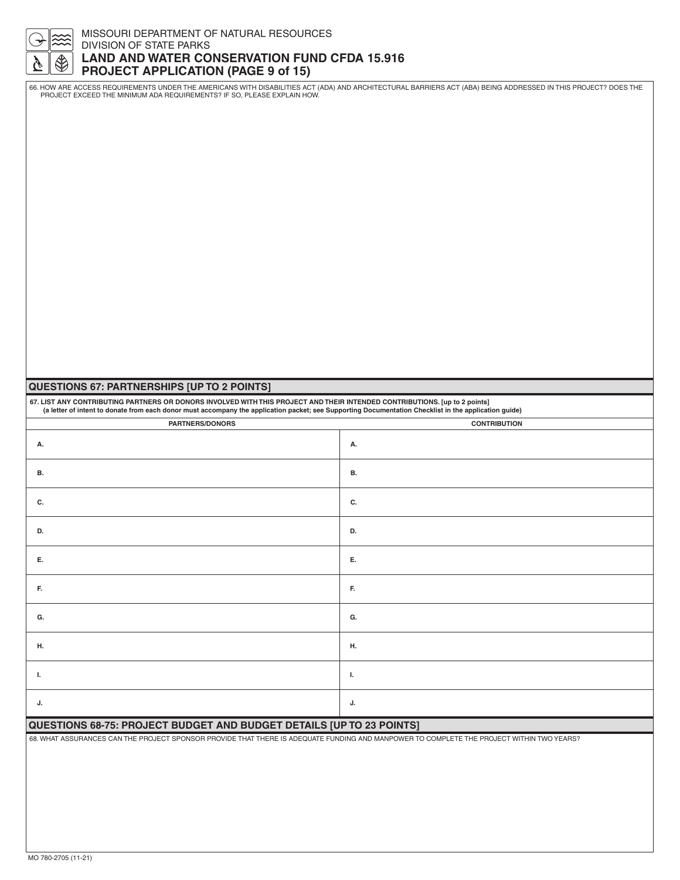MISSOURI DEPARTMENT OF NATURAL RESOURCES
DIVISION OF STATE PARKS

# LAND AND WATER CONSERVATION FUND CFDA 15.916
# PROJECT APPLICATION (PAGE 9 of 15)

66. HOW ARE ACCESS REQUIREMENTS UNDER THE AMERICANS WITH DISABILITIES ACT (ADA) AND ARCHITECTURAL BARRIERS ACT (ABA) BEING ADDRESSED IN THIS PROJECT? DOES THE PROJECT EXCEED THE MINIMUM ADA REQUIREMENTS? IF SO, PLEASE EXPLAIN HOW.

## QUESTIONS 67: PARTNERSHIPS [UP TO 2 POINTS]

**67. LIST ANY CONTRIBUTING PARTNERS OR DONORS INVOLVED WITH THIS PROJECT AND THEIR INTENDED CONTRIBUTIONS. [up to 2 points]**
**(a letter of intent to donate from each donor must accompany the application packet; see Supporting Documentation Checklist in the application guide)**

| PARTNERS/DONORS | CONTRIBUTION |
|---|---|
| A. | A. |
| B. | B. |
| C. | C. |
| D. | D. |
| E. | E. |
| F. | F. |
| G. | G. |
| H. | H. |
| I. | I. |
| J. | J. |

## QUESTIONS 68-75: PROJECT BUDGET AND BUDGET DETAILS [UP TO 23 POINTS]

68. WHAT ASSURANCES CAN THE PROJECT SPONSOR PROVIDE THAT THERE IS ADEQUATE FUNDING AND MANPOWER TO COMPLETE THE PROJECT WITHIN TWO YEARS?

MO 780-2705 (11-21)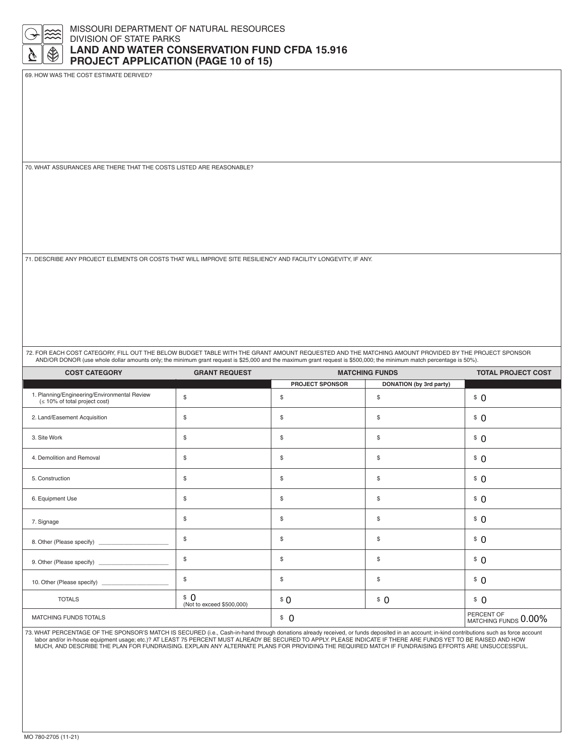MISSOURI DEPARTMENT OF NATURAL RESOURCES
DIVISION OF STATE PARKS

# LAND AND WATER CONSERVATION FUND CFDA 15.916
# PROJECT APPLICATION (PAGE 10 of 15)

69. HOW WAS THE COST ESTIMATE DERIVED?

70. WHAT ASSURANCES ARE THERE THAT THE COSTS LISTED ARE REASONABLE?

71. DESCRIBE ANY PROJECT ELEMENTS OR COSTS THAT WILL IMPROVE SITE RESILIENCY AND FACILITY LONGEVITY, IF ANY.

72. FOR EACH COST CATEGORY, FILL OUT THE BELOW BUDGET TABLE WITH THE GRANT AMOUNT REQUESTED AND THE MATCHING AMOUNT PROVIDED BY THE PROJECT SPONSOR AND/OR DONOR (use whole dollar amounts only; the minimum grant request is $25,000 and the maximum grant request is $500,000; the minimum match percentage is 50%).

| COST CATEGORY | GRANT REQUEST | MATCHING FUNDS | | TOTAL PROJECT COST |
|---|---|---|---|---|
| | | PROJECT SPONSOR | DONATION (by 3rd party) | |
| 1. Planning/Engineering/Environmental Review (≤ 10% of total project cost) | $ | $ | $ | $ 0 |
| 2. Land/Easement Acquisition | $ | $ | $ | $ 0 |
| 3. Site Work | $ | $ | $ | $ 0 |
| 4. Demolition and Removal | $ | $ | $ | $ 0 |
| 5. Construction | $ | $ | $ | $ 0 |
| 6. Equipment Use | $ | $ | $ | $ 0 |
| 7. Signage | $ | $ | $ | $ 0 |
| 8. Other (Please specify) ____________ | $ | $ | $ | $ 0 |
| 9. Other (Please specify) ____________ | $ | $ | $ | $ 0 |
| 10. Other (Please specify) ____________ | $ | $ | $ | $ 0 |
| TOTALS | $ 0 (Not to exceed $500,000) | $ 0 | $ 0 | $ 0 |
| MATCHING FUNDS TOTALS | | $ 0 | | PERCENT OF MATCHING FUNDS 0.00% |

73. WHAT PERCENTAGE OF THE SPONSOR'S MATCH IS SECURED (i.e., Cash-in-hand through donations already received, or funds deposited in an account; in-kind contributions such as force account labor and/or in-house equipment usage; etc.)? AT LEAST 75 PERCENT MUST ALREADY BE SECURED TO APPLY. PLEASE INDICATE IF THERE ARE FUNDS YET TO BE RAISED AND HOW MUCH, AND DESCRIBE THE PLAN FOR FUNDRAISING. EXPLAIN ANY ALTERNATE PLANS FOR PROVIDING THE REQUIRED MATCH IF FUNDRAISING EFFORTS ARE UNSUCCESSFUL.

MO 780-2705 (11-21)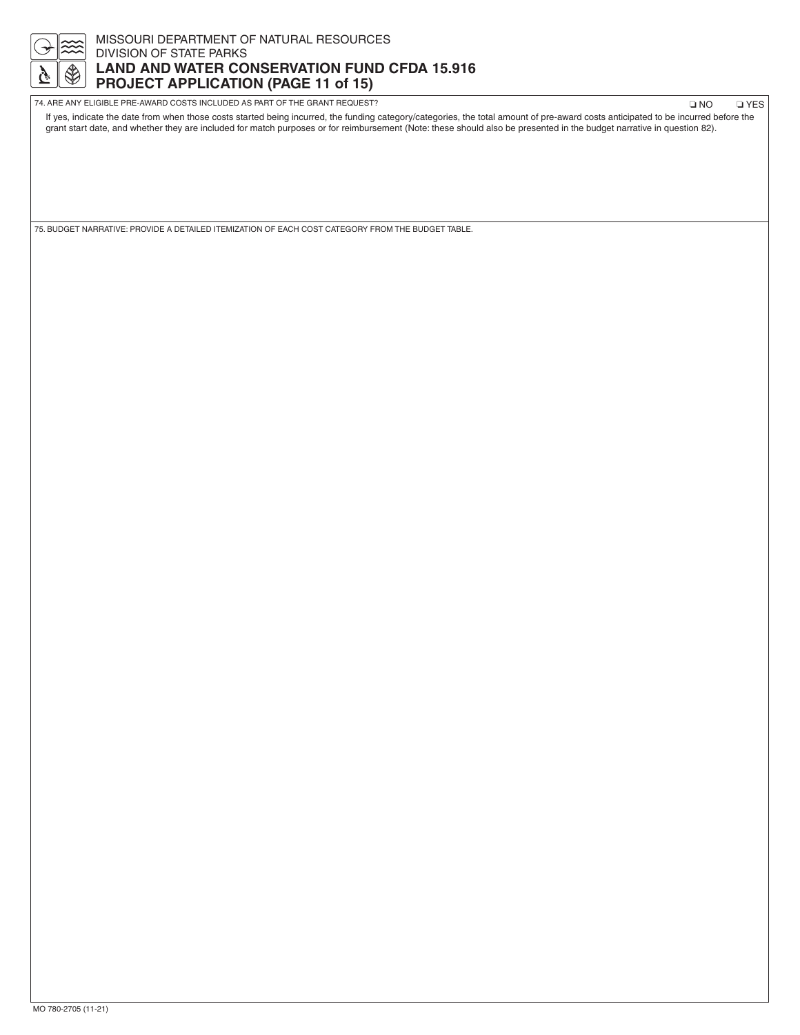MISSOURI DEPARTMENT OF NATURAL RESOURCES
DIVISION OF STATE PARKS

# LAND AND WATER CONSERVATION FUND CFDA 15.916
# PROJECT APPLICATION (PAGE 11 of 15)

74. ARE ANY ELIGIBLE PRE-AWARD COSTS INCLUDED AS PART OF THE GRANT REQUEST? ❑ NO ❑ YES

If yes, indicate the date from when those costs started being incurred, the funding category/categories, the total amount of pre-award costs anticipated to be incurred before the grant start date, and whether they are included for match purposes or for reimbursement (Note: these should also be presented in the budget narrative in question 82).

75. BUDGET NARRATIVE: PROVIDE A DETAILED ITEMIZATION OF EACH COST CATEGORY FROM THE BUDGET TABLE.

MO 780-2705 (11-21)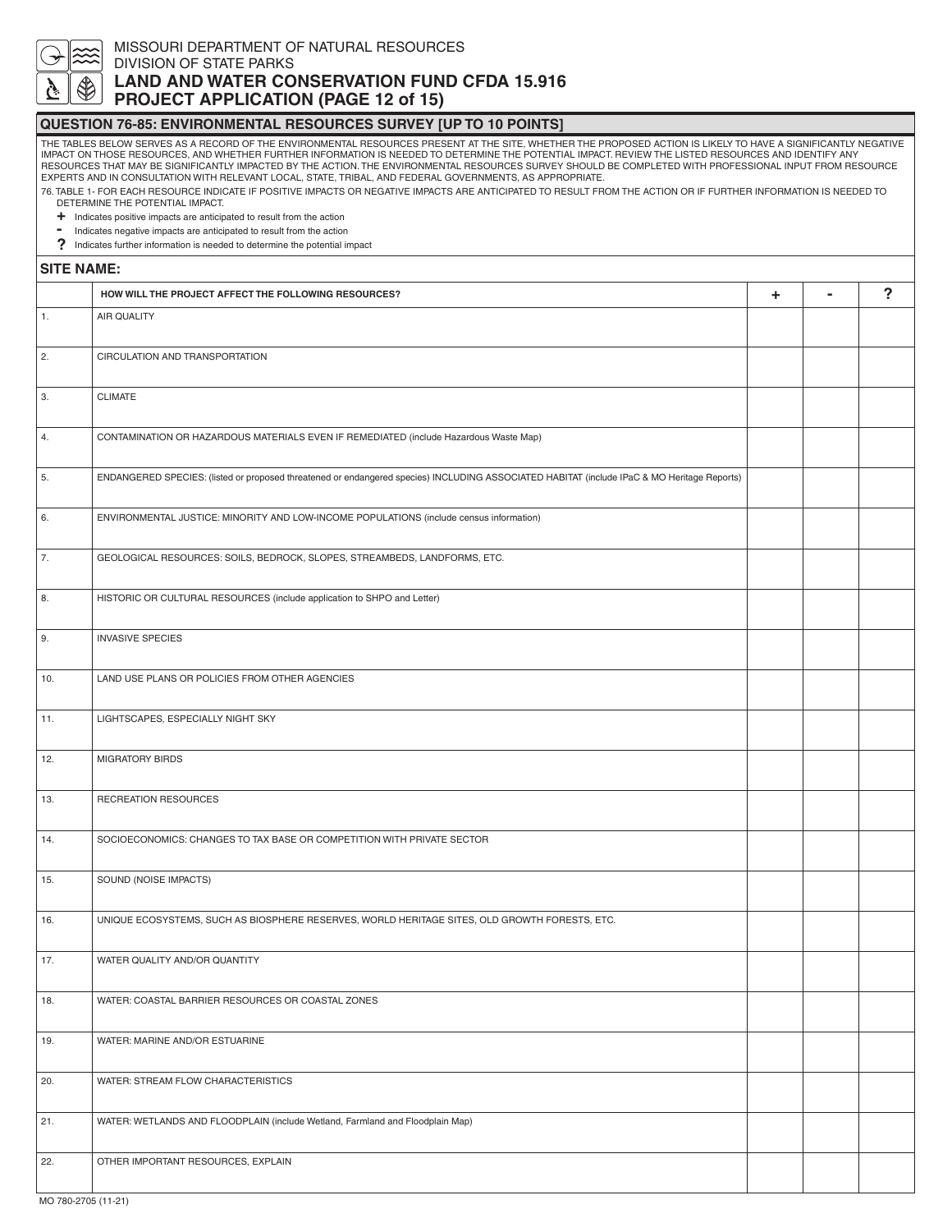MISSOURI DEPARTMENT OF NATURAL RESOURCES
DIVISION OF STATE PARKS

# LAND AND WATER CONSERVATION FUND CFDA 15.916
# PROJECT APPLICATION (PAGE 12 of 15)

## QUESTION 76-85: ENVIRONMENTAL RESOURCES SURVEY [UP TO 10 POINTS]

THE TABLES BELOW SERVES AS A RECORD OF THE ENVIRONMENTAL RESOURCES PRESENT AT THE SITE, WHETHER THE PROPOSED ACTION IS LIKELY TO HAVE A SIGNIFICANTLY NEGATIVE IMPACT ON THOSE RESOURCES, AND WHETHER FURTHER INFORMATION IS NEEDED TO DETERMINE THE POTENTIAL IMPACT. REVIEW THE LISTED RESOURCES AND IDENTIFY ANY RESOURCES THAT MAY BE SIGNIFICANTLY IMPACTED BY THE ACTION. THE ENVIRONMENTAL RESOURCES SURVEY SHOULD BE COMPLETED WITH PROFESSIONAL INPUT FROM RESOURCE EXPERTS AND IN CONSULTATION WITH RELEVANT LOCAL, STATE, TRIBAL, AND FEDERAL GOVERNMENTS, AS APPROPRIATE.

76. TABLE 1- FOR EACH RESOURCE INDICATE IF POSITIVE IMPACTS OR NEGATIVE IMPACTS ARE ANTICIPATED TO RESULT FROM THE ACTION OR IF FURTHER INFORMATION IS NEEDED TO DETERMINE THE POTENTIAL IMPACT.

- **+** Indicates positive impacts are anticipated to result from the action
- **-** Indicates negative impacts are anticipated to result from the action
- **?** Indicates further information is needed to determine the potential impact

**SITE NAME:**

| | HOW WILL THE PROJECT AFFECT THE FOLLOWING RESOURCES? | + | - | ? |
|---|---|---|---|---|
| 1. | AIR QUALITY | | | |
| 2. | CIRCULATION AND TRANSPORTATION | | | |
| 3. | CLIMATE | | | |
| 4. | CONTAMINATION OR HAZARDOUS MATERIALS EVEN IF REMEDIATED (include Hazardous Waste Map) | | | |
| 5. | ENDANGERED SPECIES: (listed or proposed threatened or endangered species) INCLUDING ASSOCIATED HABITAT (include IPaC & MO Heritage Reports) | | | |
| 6. | ENVIRONMENTAL JUSTICE: MINORITY AND LOW-INCOME POPULATIONS (include census information) | | | |
| 7. | GEOLOGICAL RESOURCES: SOILS, BEDROCK, SLOPES, STREAMBEDS, LANDFORMS, ETC. | | | |
| 8. | HISTORIC OR CULTURAL RESOURCES (include application to SHPO and Letter) | | | |
| 9. | INVASIVE SPECIES | | | |
| 10. | LAND USE PLANS OR POLICIES FROM OTHER AGENCIES | | | |
| 11. | LIGHTSCAPES, ESPECIALLY NIGHT SKY | | | |
| 12. | MIGRATORY BIRDS | | | |
| 13. | RECREATION RESOURCES | | | |
| 14. | SOCIOECONOMICS: CHANGES TO TAX BASE OR COMPETITION WITH PRIVATE SECTOR | | | |
| 15. | SOUND (NOISE IMPACTS) | | | |
| 16. | UNIQUE ECOSYSTEMS, SUCH AS BIOSPHERE RESERVES, WORLD HERITAGE SITES, OLD GROWTH FORESTS, ETC. | | | |
| 17. | WATER QUALITY AND/OR QUANTITY | | | |
| 18. | WATER: COASTAL BARRIER RESOURCES OR COASTAL ZONES | | | |
| 19. | WATER: MARINE AND/OR ESTUARINE | | | |
| 20. | WATER: STREAM FLOW CHARACTERISTICS | | | |
| 21. | WATER: WETLANDS AND FLOODPLAIN (include Wetland, Farmland and Floodplain Map) | | | |
| 22. | OTHER IMPORTANT RESOURCES, EXPLAIN | | | |

MO 780-2705 (11-21)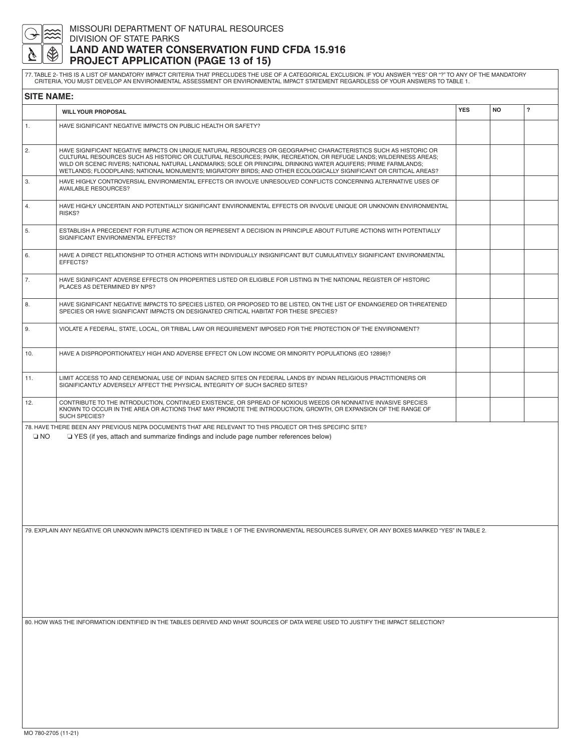MISSOURI DEPARTMENT OF NATURAL RESOURCES
DIVISION OF STATE PARKS

# LAND AND WATER CONSERVATION FUND CFDA 15.916
# PROJECT APPLICATION (PAGE 13 of 15)

77. TABLE 2- THIS IS A LIST OF MANDATORY IMPACT CRITERIA THAT PRECLUDES THE USE OF A CATEGORICAL EXCLUSION. IF YOU ANSWER "YES" OR "?" TO ANY OF THE MANDATORY CRITERIA, YOU MUST DEVELOP AN ENVIRONMENTAL ASSESSMENT OR ENVIRONMENTAL IMPACT STATEMENT REGARDLESS OF YOUR ANSWERS TO TABLE 1.

**SITE NAME:**

| | WILL YOUR PROPOSAL | YES | NO | ? |
|---|---|---|---|---|
| 1. | HAVE SIGNIFICANT NEGATIVE IMPACTS ON PUBLIC HEALTH OR SAFETY? | | | |
| 2. | HAVE SIGNIFICANT NEGATIVE IMPACTS ON UNIQUE NATURAL RESOURCES OR GEOGRAPHIC CHARACTERISTICS SUCH AS HISTORIC OR CULTURAL RESOURCES SUCH AS HISTORIC OR CULTURAL RESOURCES; PARK, RECREATION, OR REFUGE LANDS; WILDERNESS AREAS; WILD OR SCENIC RIVERS; NATIONAL NATURAL LANDMARKS; SOLE OR PRINCIPAL DRINKING WATER AQUIFERS; PRIME FARMLANDS; WETLANDS; FLOODPLAINS; NATIONAL MONUMENTS; MIGRATORY BIRDS; AND OTHER ECOLOGICALLY SIGNIFICANT OR CRITICAL AREAS? | | | |
| 3. | HAVE HIGHLY CONTROVERSIAL ENVIRONMENTAL EFFECTS OR INVOLVE UNRESOLVED CONFLICTS CONCERNING ALTERNATIVE USES OF AVAILABLE RESOURCES? | | | |
| 4. | HAVE HIGHLY UNCERTAIN AND POTENTIALLY SIGNIFICANT ENVIRONMENTAL EFFECTS OR INVOLVE UNIQUE OR UNKNOWN ENVIRONMENTAL RISKS? | | | |
| 5. | ESTABLISH A PRECEDENT FOR FUTURE ACTION OR REPRESENT A DECISION IN PRINCIPLE ABOUT FUTURE ACTIONS WITH POTENTIALLY SIGNIFICANT ENVIRONMENTAL EFFECTS? | | | |
| 6. | HAVE A DIRECT RELATIONSHIP TO OTHER ACTIONS WITH INDIVIDUALLY INSIGNIFICANT BUT CUMULATIVELY SIGNIFICANT ENVIRONMENTAL EFFECTS? | | | |
| 7. | HAVE SIGNIFICANT ADVERSE EFFECTS ON PROPERTIES LISTED OR ELIGIBLE FOR LISTING IN THE NATIONAL REGISTER OF HISTORIC PLACES AS DETERMINED BY NPS? | | | |
| 8. | HAVE SIGNIFICANT NEGATIVE IMPACTS TO SPECIES LISTED, OR PROPOSED TO BE LISTED, ON THE LIST OF ENDANGERED OR THREATENED SPECIES OR HAVE SIGNIFICANT IMPACTS ON DESIGNATED CRITICAL HABITAT FOR THESE SPECIES? | | | |
| 9. | VIOLATE A FEDERAL, STATE, LOCAL, OR TRIBAL LAW OR REQUIREMENT IMPOSED FOR THE PROTECTION OF THE ENVIRONMENT? | | | |
| 10. | HAVE A DISPROPORTIONATELY HIGH AND ADVERSE EFFECT ON LOW INCOME OR MINORITY POPULATIONS (EO 12898)? | | | |
| 11. | LIMIT ACCESS TO AND CEREMONIAL USE OF INDIAN SACRED SITES ON FEDERAL LANDS BY INDIAN RELIGIOUS PRACTITIONERS OR SIGNIFICANTLY ADVERSELY AFFECT THE PHYSICAL INTEGRITY OF SUCH SACRED SITES? | | | |
| 12. | CONTRIBUTE TO THE INTRODUCTION, CONTINUED EXISTENCE, OR SPREAD OF NOXIOUS WEEDS OR NONNATIVE INVASIVE SPECIES KNOWN TO OCCUR IN THE AREA OR ACTIONS THAT MAY PROMOTE THE INTRODUCTION, GROWTH, OR EXPANSION OF THE RANGE OF SUCH SPECIES? | | | |

78. HAVE THERE BEEN ANY PREVIOUS NEPA DOCUMENTS THAT ARE RELEVANT TO THIS PROJECT OR THIS SPECIFIC SITE?

❑ NO ❑ YES (if yes, attach and summarize findings and include page number references below)

79. EXPLAIN ANY NEGATIVE OR UNKNOWN IMPACTS IDENTIFIED IN TABLE 1 OF THE ENVIRONMENTAL RESOURCES SURVEY, OR ANY BOXES MARKED "YES" IN TABLE 2.

80. HOW WAS THE INFORMATION IDENTIFIED IN THE TABLES DERIVED AND WHAT SOURCES OF DATA WERE USED TO JUSTIFY THE IMPACT SELECTION?

MO 780-2705 (11-21)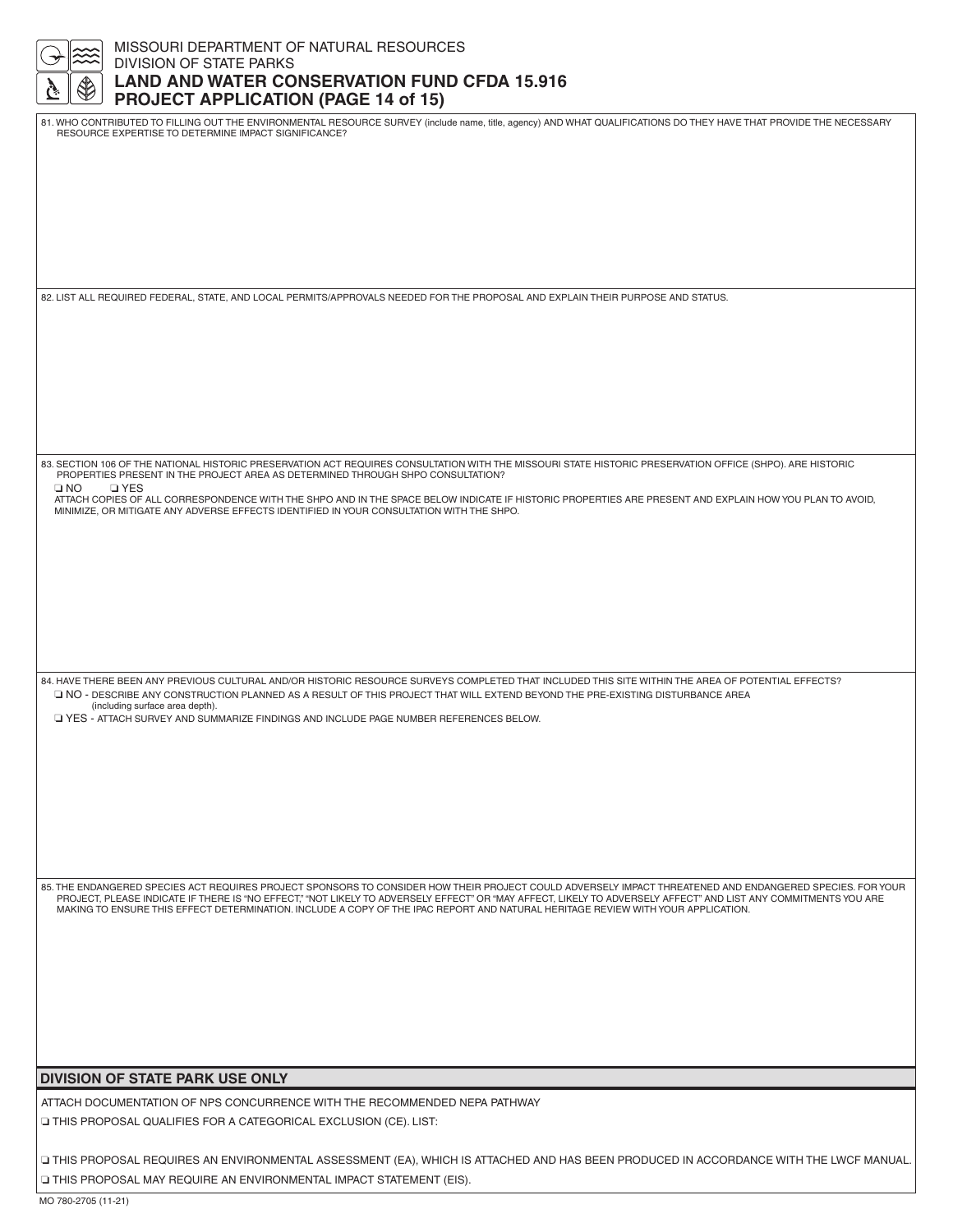MISSOURI DEPARTMENT OF NATURAL RESOURCES
DIVISION OF STATE PARKS

# LAND AND WATER CONSERVATION FUND CFDA 15.916
# PROJECT APPLICATION (PAGE 14 of 15)

81. WHO CONTRIBUTED TO FILLING OUT THE ENVIRONMENTAL RESOURCE SURVEY (include name, title, agency) AND WHAT QUALIFICATIONS DO THEY HAVE THAT PROVIDE THE NECESSARY RESOURCE EXPERTISE TO DETERMINE IMPACT SIGNIFICANCE?

82. LIST ALL REQUIRED FEDERAL, STATE, AND LOCAL PERMITS/APPROVALS NEEDED FOR THE PROPOSAL AND EXPLAIN THEIR PURPOSE AND STATUS.

83. SECTION 106 OF THE NATIONAL HISTORIC PRESERVATION ACT REQUIRES CONSULTATION WITH THE MISSOURI STATE HISTORIC PRESERVATION OFFICE (SHPO). ARE HISTORIC PROPERTIES PRESENT IN THE PROJECT AREA AS DETERMINED THROUGH SHPO CONSULTATION?

❑ NO ❑ YES

ATTACH COPIES OF ALL CORRESPONDENCE WITH THE SHPO AND IN THE SPACE BELOW INDICATE IF HISTORIC PROPERTIES ARE PRESENT AND EXPLAIN HOW YOU PLAN TO AVOID, MINIMIZE, OR MITIGATE ANY ADVERSE EFFECTS IDENTIFIED IN YOUR CONSULTATION WITH THE SHPO.

84. HAVE THERE BEEN ANY PREVIOUS CULTURAL AND/OR HISTORIC RESOURCE SURVEYS COMPLETED THAT INCLUDED THIS SITE WITHIN THE AREA OF POTENTIAL EFFECTS?

❑ NO - DESCRIBE ANY CONSTRUCTION PLANNED AS A RESULT OF THIS PROJECT THAT WILL EXTEND BEYOND THE PRE-EXISTING DISTURBANCE AREA (including surface area depth).

❑ YES - ATTACH SURVEY AND SUMMARIZE FINDINGS AND INCLUDE PAGE NUMBER REFERENCES BELOW.

85. THE ENDANGERED SPECIES ACT REQUIRES PROJECT SPONSORS TO CONSIDER HOW THEIR PROJECT COULD ADVERSELY IMPACT THREATENED AND ENDANGERED SPECIES. FOR YOUR PROJECT, PLEASE INDICATE IF THERE IS "NO EFFECT," "NOT LIKELY TO ADVERSELY EFFECT" OR "MAY AFFECT, LIKELY TO ADVERSELY AFFECT" AND LIST ANY COMMITMENTS YOU ARE MAKING TO ENSURE THIS EFFECT DETERMINATION. INCLUDE A COPY OF THE IPAC REPORT AND NATURAL HERITAGE REVIEW WITH YOUR APPLICATION.

## DIVISION OF STATE PARK USE ONLY

ATTACH DOCUMENTATION OF NPS CONCURRENCE WITH THE RECOMMENDED NEPA PATHWAY

❑ THIS PROPOSAL QUALIFIES FOR A CATEGORICAL EXCLUSION (CE). LIST:

❑ THIS PROPOSAL REQUIRES AN ENVIRONMENTAL ASSESSMENT (EA), WHICH IS ATTACHED AND HAS BEEN PRODUCED IN ACCORDANCE WITH THE LWCF MANUAL.

❑ THIS PROPOSAL MAY REQUIRE AN ENVIRONMENTAL IMPACT STATEMENT (EIS).

MO 780-2705 (11-21)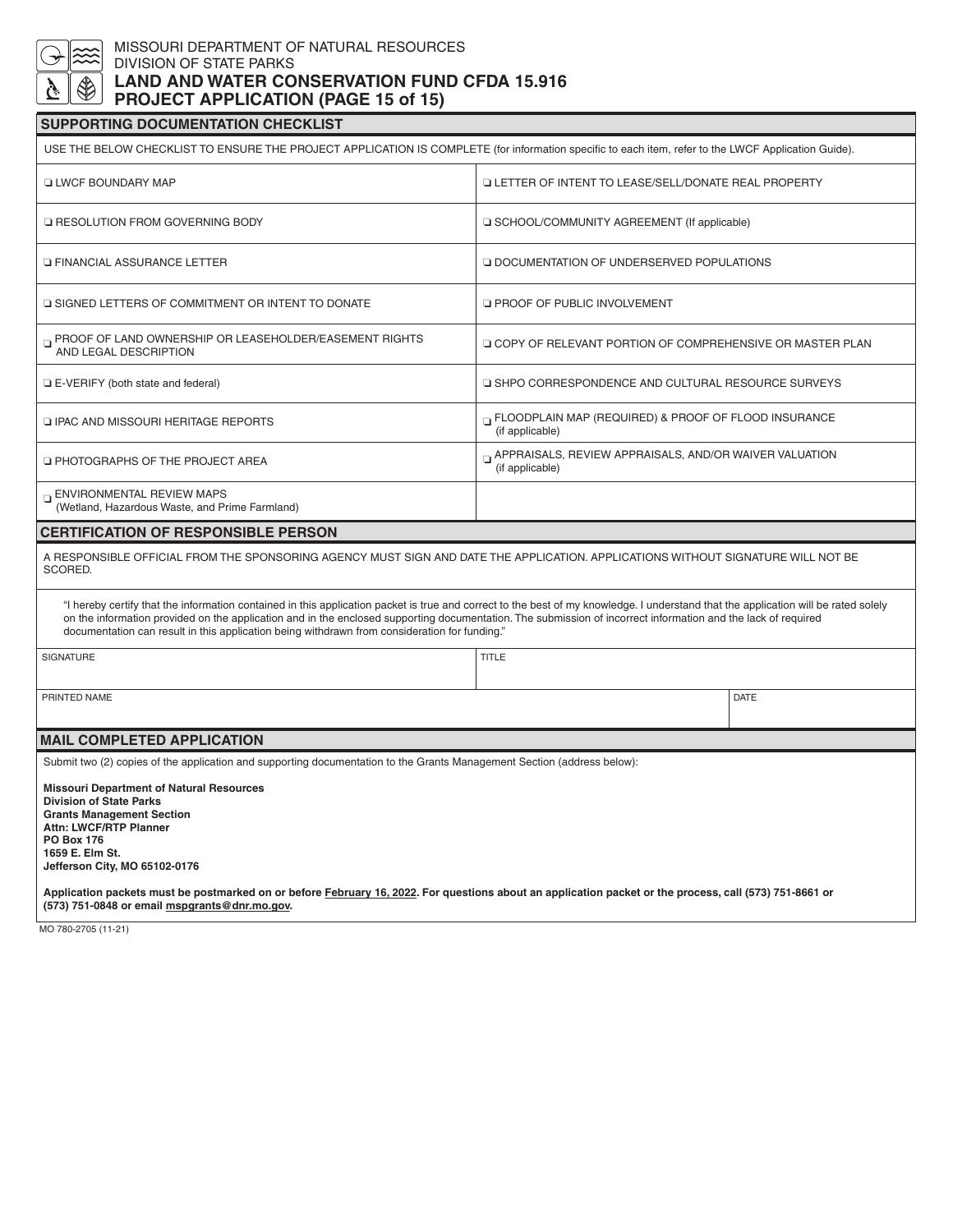MISSOURI DEPARTMENT OF NATURAL RESOURCES
DIVISION OF STATE PARKS

# LAND AND WATER CONSERVATION FUND CFDA 15.916
# PROJECT APPLICATION (PAGE 15 of 15)

## SUPPORTING DOCUMENTATION CHECKLIST

USE THE BELOW CHECKLIST TO ENSURE THE PROJECT APPLICATION IS COMPLETE (for information specific to each item, refer to the LWCF Application Guide).

| | |
|---|---|
| ❑ LWCF BOUNDARY MAP | ❑ LETTER OF INTENT TO LEASE/SELL/DONATE REAL PROPERTY |
| ❑ RESOLUTION FROM GOVERNING BODY | ❑ SCHOOL/COMMUNITY AGREEMENT (If applicable) |
| ❑ FINANCIAL ASSURANCE LETTER | ❑ DOCUMENTATION OF UNDERSERVED POPULATIONS |
| ❑ SIGNED LETTERS OF COMMITMENT OR INTENT TO DONATE | ❑ PROOF OF PUBLIC INVOLVEMENT |
| ❑ PROOF OF LAND OWNERSHIP OR LEASEHOLDER/EASEMENT RIGHTS AND LEGAL DESCRIPTION | ❑ COPY OF RELEVANT PORTION OF COMPREHENSIVE OR MASTER PLAN |
| ❑ E-VERIFY (both state and federal) | ❑ SHPO CORRESPONDENCE AND CULTURAL RESOURCE SURVEYS |
| ❑ IPAC AND MISSOURI HERITAGE REPORTS | ❑ FLOODPLAIN MAP (REQUIRED) & PROOF OF FLOOD INSURANCE (if applicable) |
| ❑ PHOTOGRAPHS OF THE PROJECT AREA | ❑ APPRAISALS, REVIEW APPRAISALS, AND/OR WAIVER VALUATION (if applicable) |
| ❑ ENVIRONMENTAL REVIEW MAPS (Wetland, Hazardous Waste, and Prime Farmland) | |

## CERTIFICATION OF RESPONSIBLE PERSON

A RESPONSIBLE OFFICIAL FROM THE SPONSORING AGENCY MUST SIGN AND DATE THE APPLICATION. APPLICATIONS WITHOUT SIGNATURE WILL NOT BE SCORED.

"I hereby certify that the information contained in this application packet is true and correct to the best of my knowledge. I understand that the application will be rated solely on the information provided on the application and in the enclosed supporting documentation. The submission of incorrect information and the lack of required documentation can result in this application being withdrawn from consideration for funding."

| | |
|---|---|
| SIGNATURE | TITLE |
| PRINTED NAME | DATE |

## MAIL COMPLETED APPLICATION

Submit two (2) copies of the application and supporting documentation to the Grants Management Section (address below):

**Missouri Department of Natural Resources**
**Division of State Parks**
**Grants Management Section**
**Attn: LWCF/RTP Planner**
**PO Box 176**
**1659 E. Elm St.**
**Jefferson City, MO 65102-0176**

**Application packets must be postmarked on or before February 16, 2022. For questions about an application packet or the process, call (573) 751-8661 or (573) 751-0848 or email mspgrants@dnr.mo.gov.**

MO 780-2705 (11-21)